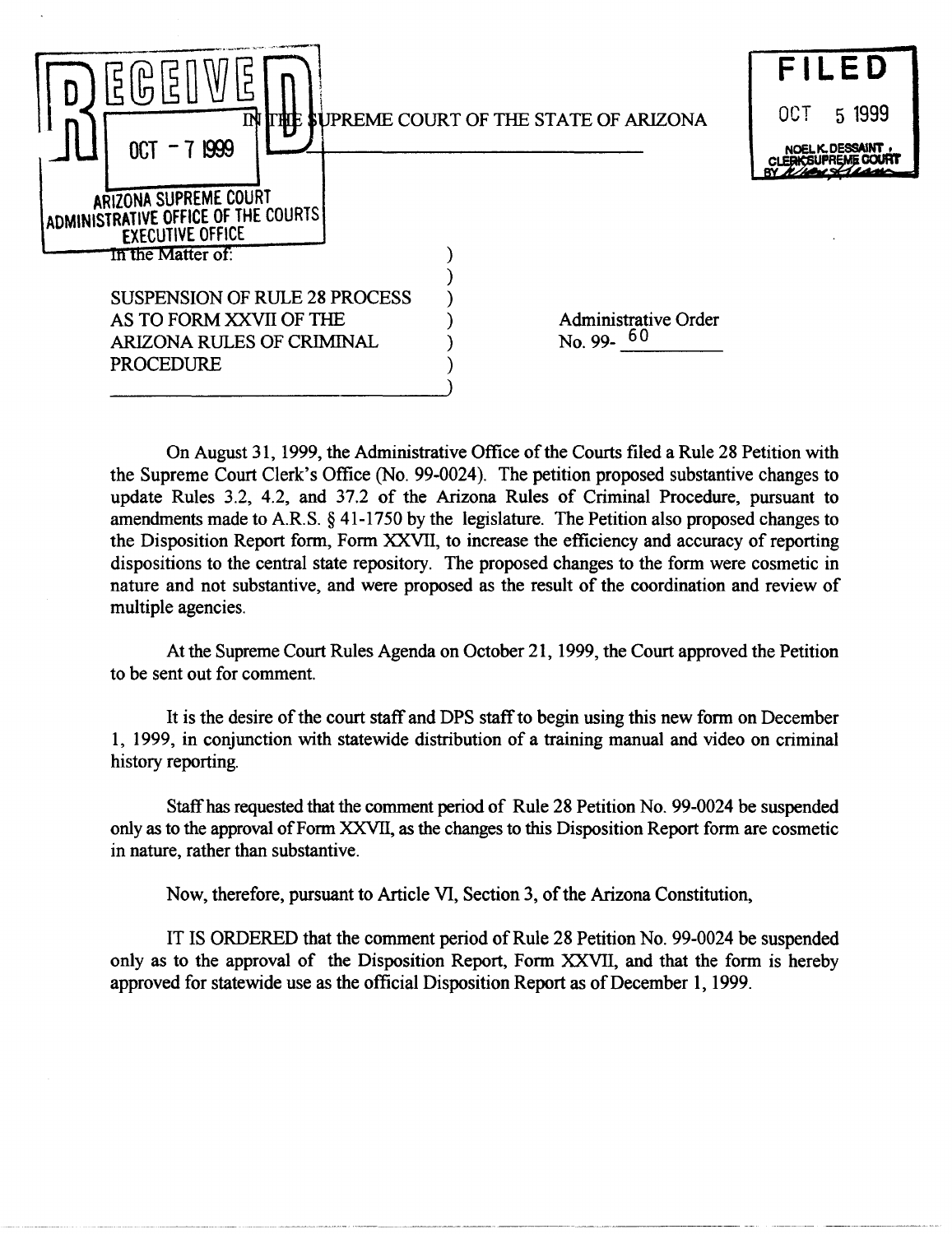RECEIVED

OCT - 7 1999

ARIZONA SUPREME COURT
ADMINISTRATIVE OFFICE OF THE COURTS
EXECUTIVE OFFICE

FILED

OCT 5 1999

NOEL K. DESSAINT,
CLERK SUPREME COURT

# IN THE SUPREME COURT OF THE STATE OF ARIZONA

In the Matter of:

SUSPENSION OF RULE 28 PROCESS AS TO FORM XXVII OF THE ARIZONA RULES OF CRIMINAL PROCEDURE

Administrative Order No. 99- 60

On August 31, 1999, the Administrative Office of the Courts filed a Rule 28 Petition with the Supreme Court Clerk's Office (No. 99-0024). The petition proposed substantive changes to update Rules 3.2, 4.2, and 37.2 of the Arizona Rules of Criminal Procedure, pursuant to amendments made to A.R.S. § 41-1750 by the legislature. The Petition also proposed changes to the Disposition Report form, Form XXVII, to increase the efficiency and accuracy of reporting dispositions to the central state repository. The proposed changes to the form were cosmetic in nature and not substantive, and were proposed as the result of the coordination and review of multiple agencies.

At the Supreme Court Rules Agenda on October 21, 1999, the Court approved the Petition to be sent out for comment.

It is the desire of the court staff and DPS staff to begin using this new form on December 1, 1999, in conjunction with statewide distribution of a training manual and video on criminal history reporting.

Staff has requested that the comment period of Rule 28 Petition No. 99-0024 be suspended only as to the approval of Form XXVII, as the changes to this Disposition Report form are cosmetic in nature, rather than substantive.

Now, therefore, pursuant to Article VI, Section 3, of the Arizona Constitution,

IT IS ORDERED that the comment period of Rule 28 Petition No. 99-0024 be suspended only as to the approval of the Disposition Report, Form XXVII, and that the form is hereby approved for statewide use as the official Disposition Report as of December 1, 1999.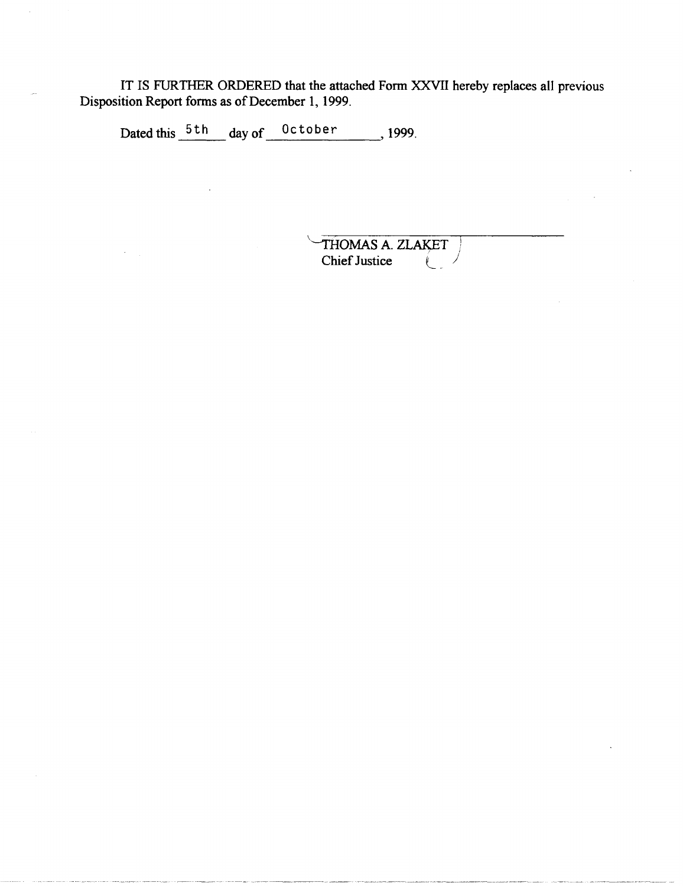IT IS FURTHER ORDERED that the attached Form XXVII hereby replaces all previous Disposition Report forms as of December 1, 1999.

Dated this 5th day of October, 1999.

THOMAS A. ZLAKET
Chief Justice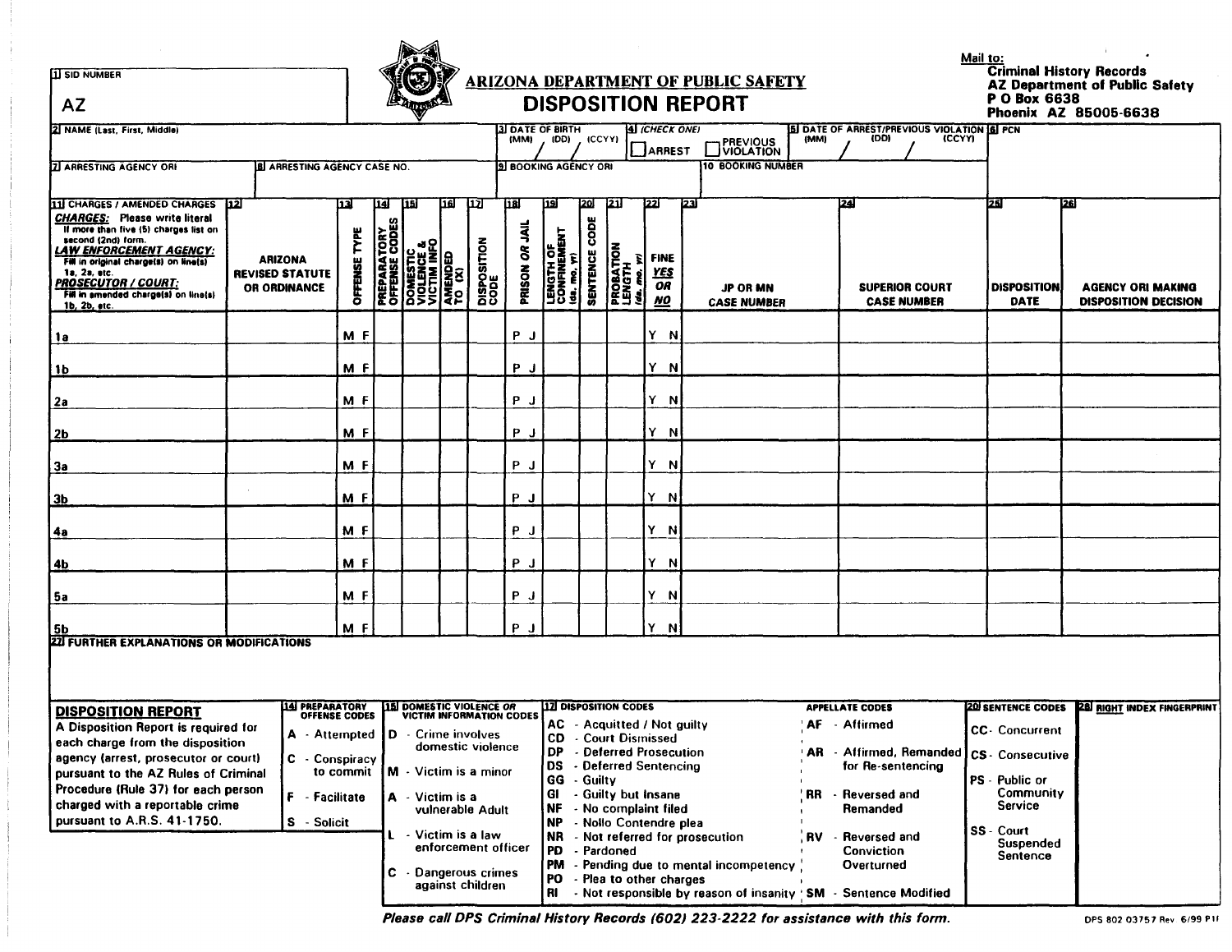**Mail to:**
**Criminal History Records**
**AZ Department of Public Safety**
**P O Box 6638**
**Phoenix AZ 85005-6638**

# ARIZONA DEPARTMENT OF PUBLIC SAFETY
# DISPOSITION REPORT

| 1 SID NUMBER | |
|---|---|
| AZ | |

| 2 NAME (Last, First, Middle) | 3 DATE OF BIRTH (MM) / (DD) / (CCYY) | 4 (CHECK ONE) ☐ ARREST ☐ PREVIOUS VIOLATION | 5 DATE OF ARREST/PREVIOUS VIOLATION (MM) / (DD) / (CCYY) | 6 PCN |
|---|---|---|---|---|
| 7 ARRESTING AGENCY ORI | 8 ARRESTING AGENCY CASE NO. | 9 BOOKING AGENCY ORI | 10 BOOKING NUMBER | |

| 11 CHARGES / AMENDED CHARGES *CHARGES:* Please write literal. If more than five (5) charges list on second (2nd) form. *LAW ENFORCEMENT AGENCY:* Fill in original charge(s) on line(s) 1a, 2a, etc. *PROSECUTOR / COURT:* Fill in amended charge(s) on line(s) 1b, 2b, etc. | 12 ARIZONA REVISED STATUTE OR ORDINANCE | 13 OFFENSE TYPE | 14 PREPARATORY OFFENSE CODES | 15 DOMESTIC VIOLENCE & VICTIM INFO | 16 AMENDED TO (X) | 17 DISPOSITION CODE | 18 PRISON *OR* JAIL | 19 LENGTH OF CONFINEMENT (da, mo, yr) | 20 SENTENCE CODE | 21 PROBATION LENGTH (da, mo, yr) | 22 FINE *YES OR NO* | 23 JP OR MN CASE NUMBER | 24 SUPERIOR COURT CASE NUMBER | 25 DISPOSITION DATE | 26 AGENCY ORI MAKING DISPOSITION DECISION |
|---|---|---|---|---|---|---|---|---|---|---|---|---|---|---|---|
| 1a | | M F | | | | | P J | | | | Y N | | | | |
| 1b | | M F | | | | | P J | | | | Y N | | | | |
| 2a | | M F | | | | | P J | | | | Y N | | | | |
| 2b | | M F | | | | | P J | | | | Y N | | | | |
| 3a | | M F | | | | | P J | | | | Y N | | | | |
| 3b | | M F | | | | | P J | | | | Y N | | | | |
| 4a | | M F | | | | | P J | | | | Y N | | | | |
| 4b | | M F | | | | | P J | | | | Y N | | | | |
| 5a | | M F | | | | | P J | | | | Y N | | | | |
| 5b | | M F | | | | | P J | | | | Y N | | | | |

**27 FURTHER EXPLANATIONS OR MODIFICATIONS**

## DISPOSITION REPORT

A Disposition Report is required for each charge from the disposition agency (arrest, prosecutor or court) pursuant to the AZ Rules of Criminal Procedure (Rule 37) for each person charged with a reportable crime pursuant to A.R.S. 41-1750.

**14 PREPARATORY OFFENSE CODES**
- A - Attempted
- C - Conspiracy to commit
- F - Facilitate
- S - Solicit

**15 DOMESTIC VIOLENCE OR VICTIM INFORMATION CODES**
- D - Crime involves domestic violence
- M - Victim is a minor
- A - Victim is a vulnerable Adult
- L - Victim is a law enforcement officer
- C - Dangerous crimes against children

**17 DISPOSITION CODES**
- AC - Acquitted / Not guilty
- CD - Court Dismissed
- DP - Deferred Prosecution
- DS - Deferred Sentencing
- GG - Guilty
- GI - Guilty but Insane
- NF - No complaint filed
- NP - Nollo Contendre plea
- NR - Not referred for prosecution
- PD - Pardoned
- PM - Pending due to mental incompetency
- PO - Plea to other charges
- RI - Not responsible by reason of insanity

**APPELLATE CODES**
- AF - Affirmed
- AR - Affirmed, Remanded for Re-sentencing
- RR - Reversed and Remanded
- RV - Reversed and Conviction Overturned
- SM - Sentence Modified

**20 SENTENCE CODES**
- CC - Concurrent
- CS - Consecutive
- PS - Public or Community Service
- SS - Court Suspended Sentence

**28 RIGHT INDEX FINGERPRINT**

*Please call DPS Criminal History Records (602) 223-2222 for assistance with this form.*

DPS 802 03757 Rev 6/99 P1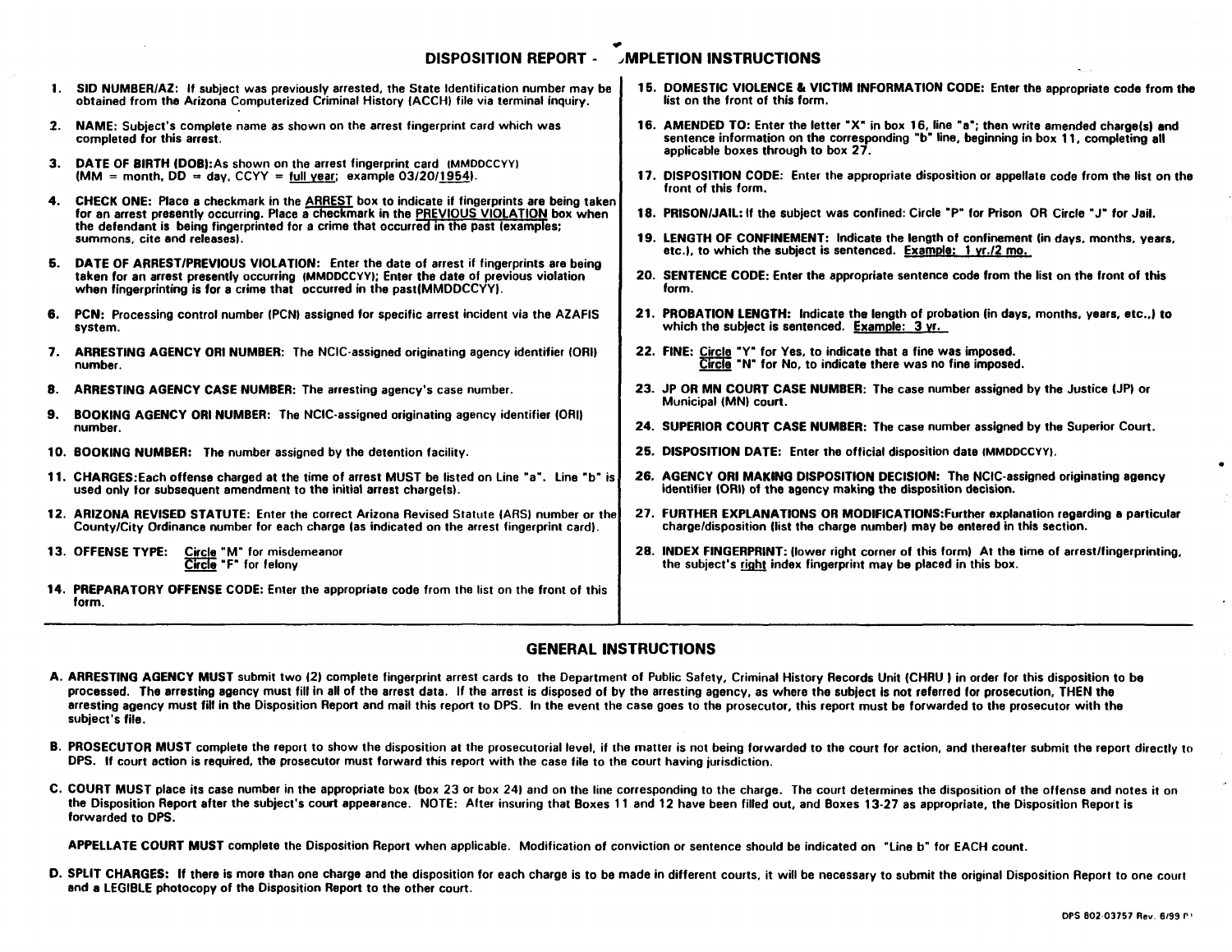# DISPOSITION REPORT - COMPLETION INSTRUCTIONS

1. **SID NUMBER/AZ:** If subject was previously arrested, the State Identification number may be obtained from the Arizona Computerized Criminal History (ACCH) file via terminal inquiry.

2. **NAME:** Subject's complete name as shown on the arrest fingerprint card which was completed for this arrest.

3. **DATE OF BIRTH (DOB):** As shown on the arrest fingerprint card (MMDDCCYY) (MM = month, DD = day, CCYY = full year; example 03/20/1954).

4. **CHECK ONE:** Place a checkmark in the ARREST box to indicate if fingerprints are being taken for an arrest presently occurring. Place a checkmark in the PREVIOUS VIOLATION box when the defendant is being fingerprinted for a crime that occurred in the past (examples; summons, cite and releases).

5. **DATE OF ARREST/PREVIOUS VIOLATION:** Enter the date of arrest if fingerprints are being taken for an arrest presently occurring (MMDDCCYY); Enter the date of previous violation when fingerprinting is for a crime that occurred in the past(MMDDCCYY).

6. **PCN:** Processing control number (PCN) assigned for specific arrest incident via the AZAFIS system.

7. **ARRESTING AGENCY ORI NUMBER:** The NCIC-assigned originating agency identifier (ORI) number.

8. **ARRESTING AGENCY CASE NUMBER:** The arresting agency's case number.

9. **BOOKING AGENCY ORI NUMBER:** The NCIC-assigned originating agency identifier (ORI) number.

10. **BOOKING NUMBER:** The number assigned by the detention facility.

11. **CHARGES:** Each offense charged at the time of arrest MUST be listed on Line "a". Line "b" is used only for subsequent amendment to the initial arrest charge(s).

12. **ARIZONA REVISED STATUTE:** Enter the correct Arizona Revised Statute (ARS) number or the County/City Ordinance number for each charge (as indicated on the arrest fingerprint card).

13. **OFFENSE TYPE:** Circle "M" for misdemeanor
    Circle "F" for felony

14. **PREPARATORY OFFENSE CODE:** Enter the appropriate code from the list on the front of this form.

15. **DOMESTIC VIOLENCE & VICTIM INFORMATION CODE:** Enter the appropriate code from the list on the front of this form.

16. **AMENDED TO:** Enter the letter "X" in box 16, line "a"; then write amended charge(s) and sentence information on the corresponding "b" line, beginning in box 11, completing all applicable boxes through to box 27.

17. **DISPOSITION CODE:** Enter the appropriate disposition or appellate code from the list on the front of this form.

18. **PRISON/JAIL:** If the subject was confined: Circle "P" for Prison OR Circle "J" for Jail.

19. **LENGTH OF CONFINEMENT:** Indicate the length of confinement (in days, months, years, etc.), to which the subject is sentenced. Example: 1 yr./2 mo.

20. **SENTENCE CODE:** Enter the appropriate sentence code from the list on the front of this form.

21. **PROBATION LENGTH:** Indicate the length of probation (in days, months, years, etc.,) to which the subject is sentenced. Example: 3 yr.

22. **FINE:** Circle "Y" for Yes, to indicate that a fine was imposed.
    Circle "N" for No, to indicate there was no fine imposed.

23. **JP OR MN COURT CASE NUMBER:** The case number assigned by the Justice (JP) or Municipal (MN) court.

24. **SUPERIOR COURT CASE NUMBER:** The case number assigned by the Superior Court.

25. **DISPOSITION DATE:** Enter the official disposition date (MMDDCCYY).

26. **AGENCY ORI MAKING DISPOSITION DECISION:** The NCIC-assigned originating agency identifier (ORI) of the agency making the disposition decision.

27. **FURTHER EXPLANATIONS OR MODIFICATIONS:** Further explanation regarding a particular charge/disposition (list the charge number) may be entered in this section.

28. **INDEX FINGERPRINT:** (lower right corner of this form) At the time of arrest/fingerprinting, the subject's right index fingerprint may be placed in this box.

## GENERAL INSTRUCTIONS

A. **ARRESTING AGENCY MUST** submit two (2) complete fingerprint arrest cards to the Department of Public Safety, Criminal History Records Unit (CHRU) in order for this disposition to be processed. The arresting agency must fill in all of the arrest data. If the arrest is disposed of by the arresting agency, as where the subject is not referred for prosecution, THEN the arresting agency must fill in the Disposition Report and mail this report to DPS. In the event the case goes to the prosecutor, this report must be forwarded to the prosecutor with the subject's file.

B. **PROSECUTOR MUST** complete the report to show the disposition at the prosecutorial level, if the matter is not being forwarded to the court for action, and thereafter submit the report directly to DPS. If court action is required, the prosecutor must forward this report with the case file to the court having jurisdiction.

C. **COURT MUST** place its case number in the appropriate box (box 23 or box 24) and on the line corresponding to the charge. The court determines the disposition of the offense and notes it on the Disposition Report after the subject's court appearance. NOTE: After insuring that Boxes 11 and 12 have been filled out, and Boxes 13-27 as appropriate, the Disposition Report is forwarded to DPS.

   **APPELLATE COURT MUST** complete the Disposition Report when applicable. Modification of conviction or sentence should be indicated on "Line b" for EACH count.

D. **SPLIT CHARGES:** If there is more than one charge and the disposition for each charge is to be made in different courts, it will be necessary to submit the original Disposition Report to one court and a LEGIBLE photocopy of the Disposition Report to the other court.

DPS 802-03757 Rev. 6/99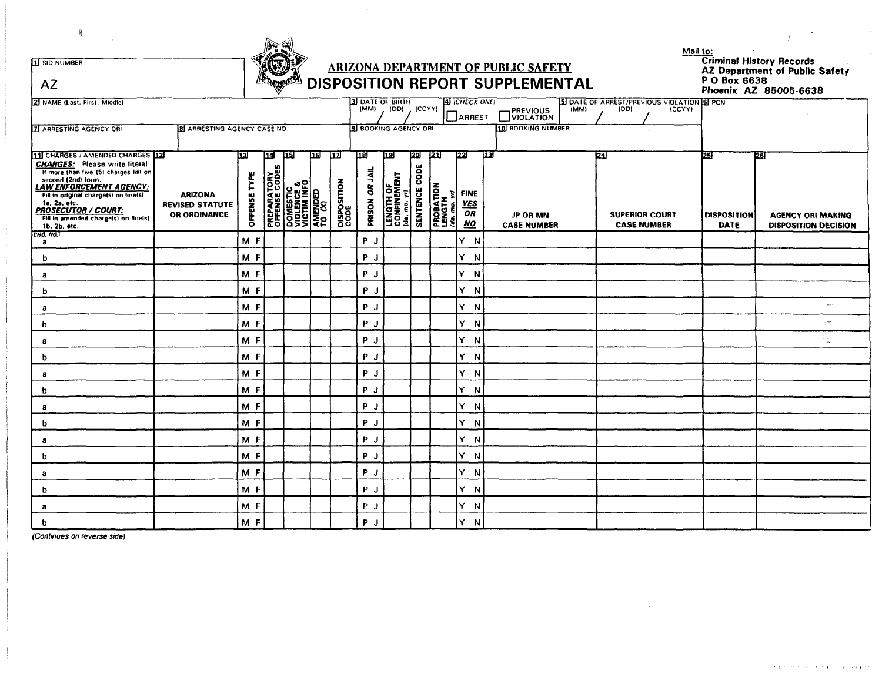# ARIZONA DEPARTMENT OF PUBLIC SAFETY

## DISPOSITION REPORT SUPPLEMENTAL

Mail to:
**Criminal History Records**
**AZ Department of Public Safety**
**P O Box 6638**
**Phoenix AZ 85005-6638**

| 1 SID NUMBER | | | | |
|---|---|---|---|---|
| AZ | | | | |
| 2 NAME (Last, First, Middle) | 3 DATE OF BIRTH (MM) / (DD) / (CCYY) | 4 (CHECK ONE) ☐ ARREST ☐ PREVIOUS VIOLATION | 5 DATE OF ARREST/PREVIOUS VIOLATION (MM) / (DD) / (CCYY) | 6 PCN |
| 7 ARRESTING AGENCY ORI / 8 ARRESTING AGENCY CASE NO | 9 BOOKING AGENCY ORI | 10 BOOKING NUMBER | | |

| 11 CHARGES / AMENDED CHARGES **CHARGES:** Please write literal. If more than five (5) charges list on second (2nd) form. ***LAW ENFORCEMENT AGENCY:*** Fill in original charge(s) on line(s) 1a, 2a, etc. ***PROSECUTOR / COURT:*** Fill in amended charge(s) on line(s) 1b, 2b, etc. | 12 ARIZONA REVISED STATUTE OR ORDINANCE | 13 OFFENSE TYPE | 14 PREPARATORY OFFENSE CODES | 15 DOMESTIC VIOLENCE & VICTIM INFO | 16 AMENDED TO (X) | 17 DISPOSITION CODE | 18 PRISON OR JAIL | 19 LENGTH OF CONFINEMENT (da. mo. yr) | 20 SENTENCE CODE | 21 PROBATION LENGTH (da. mo. yr) | 22 FINE YES OR NO | 23 JP OR MN CASE NUMBER | 24 SUPERIOR COURT CASE NUMBER | 25 DISPOSITION DATE | 26 AGENCY ORI MAKING DISPOSITION DECISION |
|---|---|---|---|---|---|---|---|---|---|---|---|---|---|---|---|
| CHG. NO. a | | M F | | | | | P J | | | | Y N | | | | |
| b | | M F | | | | | P J | | | | Y N | | | | |
| a | | M F | | | | | P J | | | | Y N | | | | |
| b | | M F | | | | | P J | | | | Y N | | | | |
| a | | M F | | | | | P J | | | | Y N | | | | |
| b | | M F | | | | | P J | | | | Y N | | | | |
| a | | M F | | | | | P J | | | | Y N | | | | |
| b | | M F | | | | | P J | | | | Y N | | | | |
| a | | M F | | | | | P J | | | | Y N | | | | |
| b | | M F | | | | | P J | | | | Y N | | | | |
| a | | M F | | | | | P J | | | | Y N | | | | |
| b | | M F | | | | | P J | | | | Y N | | | | |
| a | | M F | | | | | P J | | | | Y N | | | | |
| b | | M F | | | | | P J | | | | Y N | | | | |
| a | | M F | | | | | P J | | | | Y N | | | | |
| b | | M F | | | | | P J | | | | Y N | | | | |
| a | | M F | | | | | P J | | | | Y N | | | | |
| b | | M F | | | | | P J | | | | Y N | | | | |

*(Continues on reverse side)*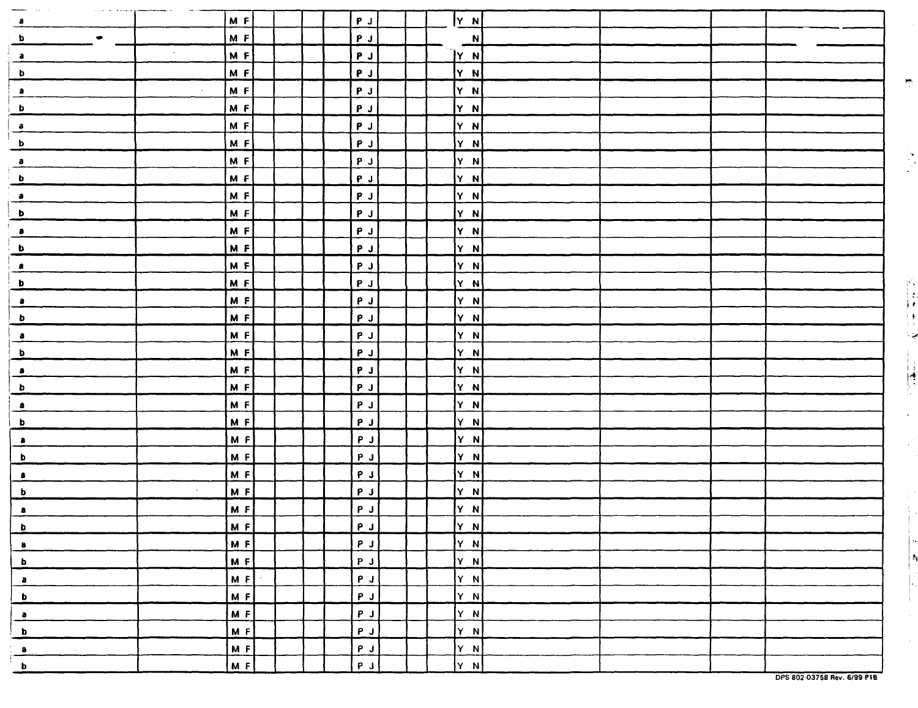| | | | | | | | | | | | | | | | |
|---|---|---|---|---|---|---|---|---|---|---|---|---|---|---|---|
| a | | M F | | | | | P J | | | | Y N | | | | |
| b | | M F | | | | | P J | | | | N | | | | |
| a | | M F | | | | | P J | | | | Y N | | | | |
| b | | M F | | | | | P J | | | | Y N | | | | |
| a | | M F | | | | | P J | | | | Y N | | | | |
| b | | M F | | | | | P J | | | | Y N | | | | |
| a | | M F | | | | | P J | | | | Y N | | | | |
| b | | M F | | | | | P J | | | | Y N | | | | |
| a | | M F | | | | | P J | | | | Y N | | | | |
| b | | M F | | | | | P J | | | | Y N | | | | |
| a | | M F | | | | | P J | | | | Y N | | | | |
| b | | M F | | | | | P J | | | | Y N | | | | |
| a | | M F | | | | | P J | | | | Y N | | | | |
| b | | M F | | | | | P J | | | | Y N | | | | |
| a | | M F | | | | | P J | | | | Y N | | | | |
| b | | M F | | | | | P J | | | | Y N | | | | |
| a | | M F | | | | | P J | | | | Y N | | | | |
| b | | M F | | | | | P J | | | | Y N | | | | |
| a | | M F | | | | | P J | | | | Y N | | | | |
| b | | M F | | | | | P J | | | | Y N | | | | |
| a | | M F | | | | | P J | | | | Y N | | | | |
| b | | M F | | | | | P J | | | | Y N | | | | |
| a | | M F | | | | | P J | | | | Y N | | | | |
| b | | M F | | | | | P J | | | | Y N | | | | |
| a | | M F | | | | | P J | | | | Y N | | | | |
| b | | M F | | | | | P J | | | | Y N | | | | |
| a | | M F | | | | | P J | | | | Y N | | | | |
| b | | M F | | | | | P J | | | | Y N | | | | |
| a | | M F | | | | | P J | | | | Y N | | | | |
| b | | M F | | | | | P J | | | | Y N | | | | |
| a | | M F | | | | | P J | | | | Y N | | | | |
| b | | M F | | | | | P J | | | | Y N | | | | |
| a | | M F | | | | | P J | | | | Y N | | | | |
| b | | M F | | | | | P J | | | | Y N | | | | |
| a | | M F | | | | | P J | | | | Y N | | | | |
| b | | M F | | | | | P J | | | | Y N | | | | |
| a | | M F | | | | | P J | | | | Y N | | | | |
| b | | M F | | | | | P J | | | | Y N | | | | |

DPS 802-03758 Rev. 6/99 P18